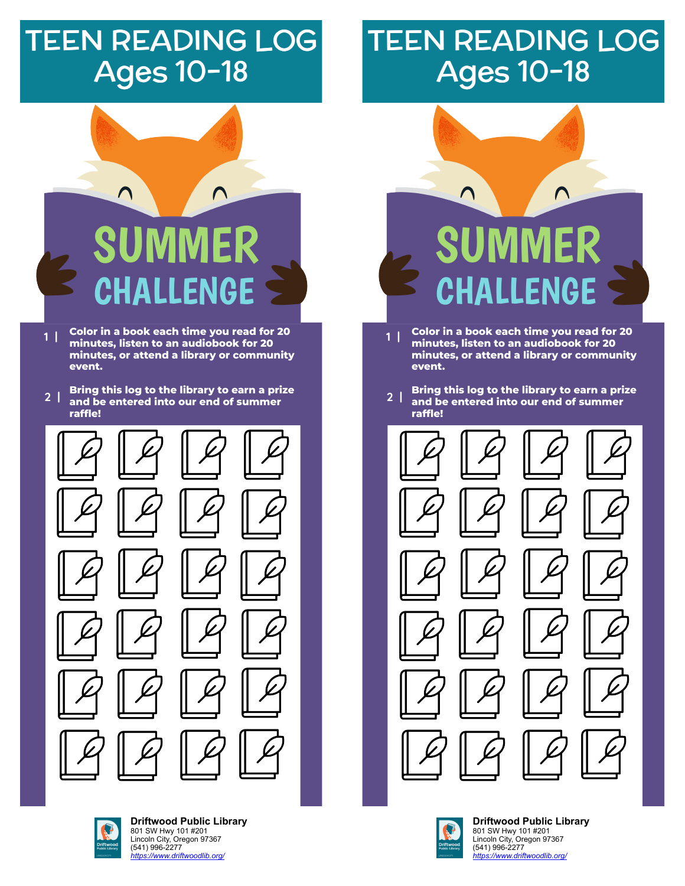# TEEN READING LOG
## Ages 10-18

# SUMMER CHALLENGE

1 | **Color in a book each time you read for 20 minutes, listen to an audiobook for 20 minutes, or attend a library or community event.**

2 | **Bring this log to the library to earn a prize and be entered into our end of summer raffle!**

**Driftwood Public Library**
801 SW Hwy 101 #201
Lincoln City, Oregon 97367
(541) 996-2277
*https://www.driftwoodlib.org/*

# TEEN READING LOG
## Ages 10-18

# SUMMER CHALLENGE

1 | **Color in a book each time you read for 20 minutes, listen to an audiobook for 20 minutes, or attend a library or community event.**

2 | **Bring this log to the library to earn a prize and be entered into our end of summer raffle!**

**Driftwood Public Library**
801 SW Hwy 101 #201
Lincoln City, Oregon 97367
(541) 996-2277
*https://www.driftwoodlib.org/*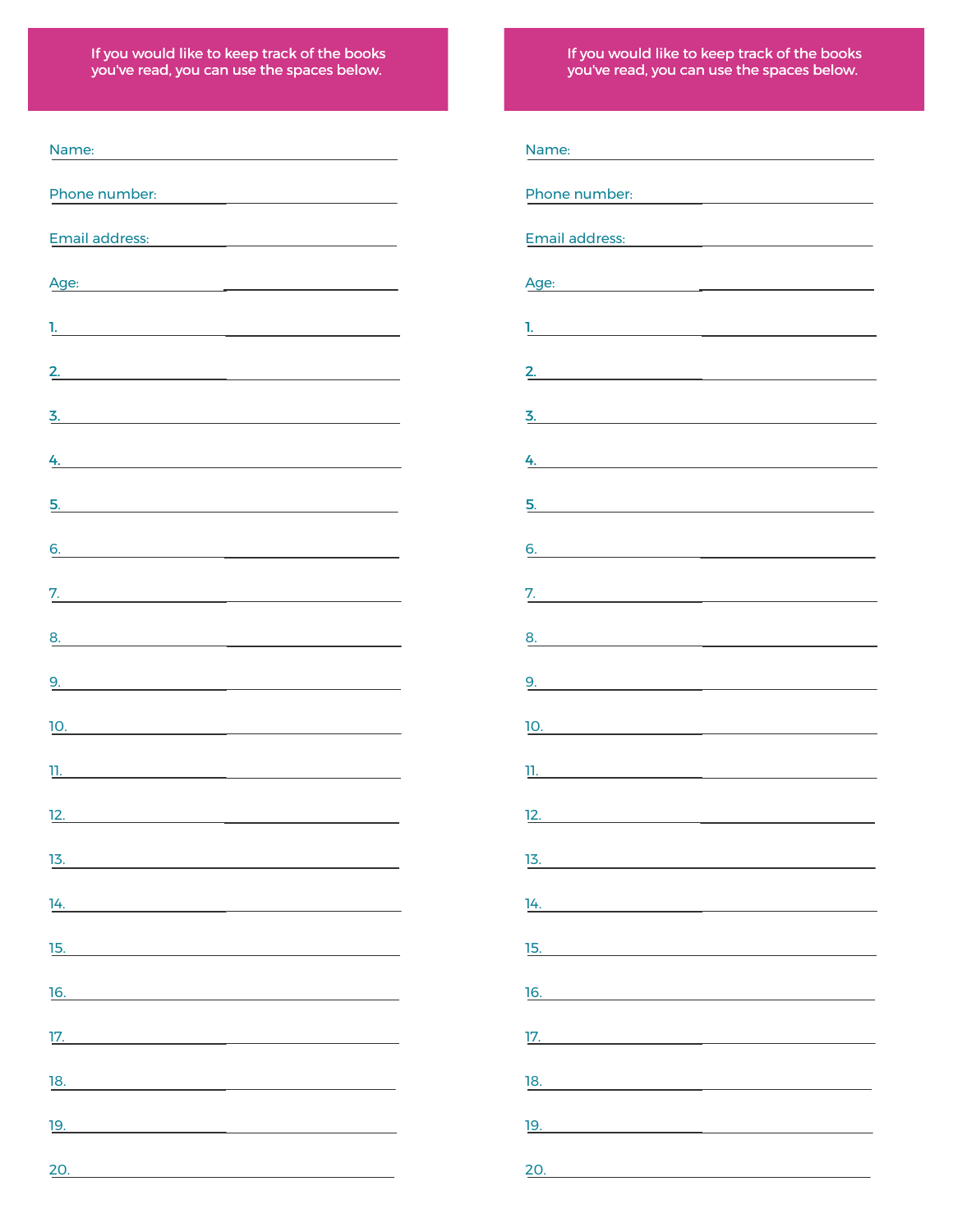If you would like to keep track of the books you've read, you can use the spaces below.

Name:

Phone number:

Email address:

Age:

1.

2.

3.

4.

5.

6.

7.

8.

9.

10.

11.

12.

13.

14.

15.

16.

17.

18.

19.

20.

If you would like to keep track of the books you've read, you can use the spaces below.

Name:

Phone number:

Email address:

Age:

1.

2.

3.

4.

5.

6.

7.

8.

9.

10.

11.

12.

13.

14.

15.

16.

17.

18.

19.

20.